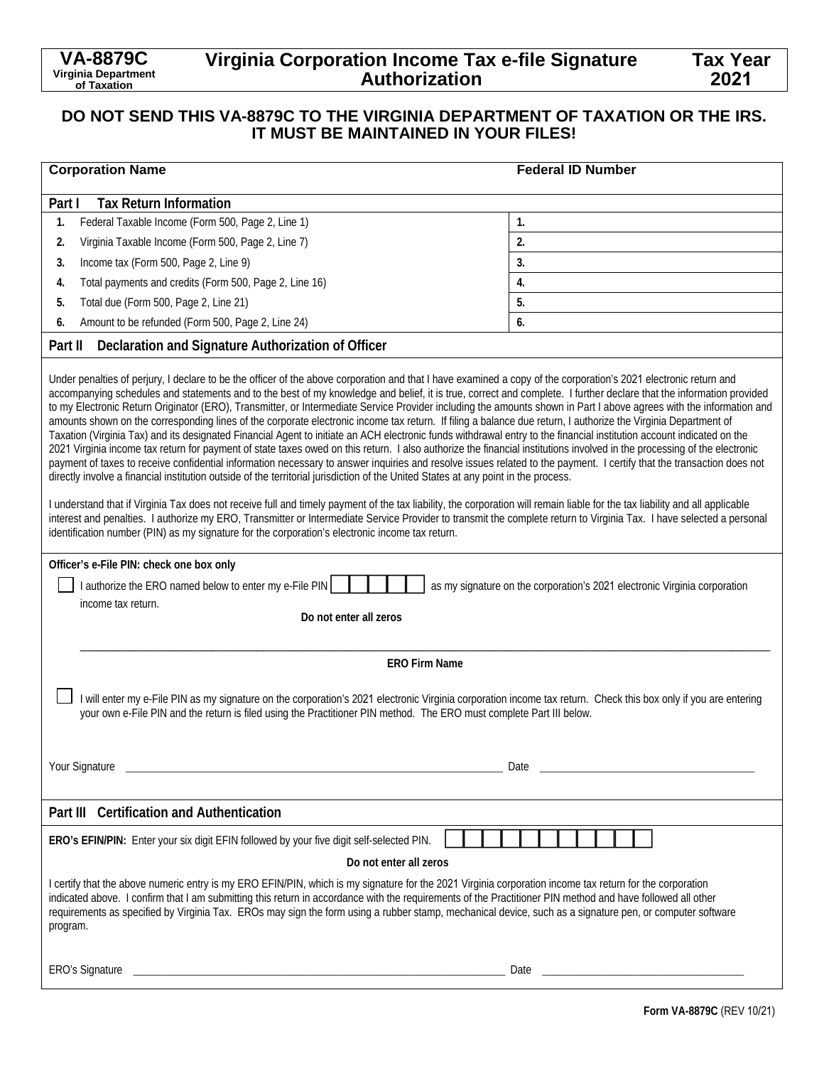**VA-8879C**
Virginia Department of Taxation

# Virginia Corporation Income Tax e-file Signature Authorization

**Tax Year 2021**

**DO NOT SEND THIS VA-8879C TO THE VIRGINIA DEPARTMENT OF TAXATION OR THE IRS. IT MUST BE MAINTAINED IN YOUR FILES!**

| Corporation Name | Federal ID Number |
|---|---|
| | |

## Part I Tax Return Information

| | |
|---|---|
| 1. Federal Taxable Income (Form 500, Page 2, Line 1) | 1. |
| 2. Virginia Taxable Income (Form 500, Page 2, Line 7) | 2. |
| 3. Income tax (Form 500, Page 2, Line 9) | 3. |
| 4. Total payments and credits (Form 500, Page 2, Line 16) | 4. |
| 5. Total due (Form 500, Page 2, Line 21) | 5. |
| 6. Amount to be refunded (Form 500, Page 2, Line 24) | 6. |

## Part II Declaration and Signature Authorization of Officer

Under penalties of perjury, I declare to be the officer of the above corporation and that I have examined a copy of the corporation's 2021 electronic return and accompanying schedules and statements and to the best of my knowledge and belief, it is true, correct and complete. I further declare that the information provided to my Electronic Return Originator (ERO), Transmitter, or Intermediate Service Provider including the amounts shown in Part I above agrees with the information and amounts shown on the corresponding lines of the corporate electronic income tax return. If filing a balance due return, I authorize the Virginia Department of Taxation (Virginia Tax) and its designated Financial Agent to initiate an ACH electronic funds withdrawal entry to the financial institution account indicated on the 2021 Virginia income tax return for payment of state taxes owed on this return. I also authorize the financial institutions involved in the processing of the electronic payment of taxes to receive confidential information necessary to answer inquiries and resolve issues related to the payment. I certify that the transaction does not directly involve a financial institution outside of the territorial jurisdiction of the United States at any point in the process.

I understand that if Virginia Tax does not receive full and timely payment of the tax liability, the corporation will remain liable for the tax liability and all applicable interest and penalties. I authorize my ERO, Transmitter or Intermediate Service Provider to transmit the complete return to Virginia Tax. I have selected a personal identification number (PIN) as my signature for the corporation's electronic income tax return.

**Officer's e-File PIN: check one box only**

☐ I authorize the ERO named below to enter my e-File PIN [ | | | | ] as my signature on the corporation's 2021 electronic Virginia corporation income tax return.

**Do not enter all zeros**

______________________________________________

**ERO Firm Name**

☐ I will enter my e-File PIN as my signature on the corporation's 2021 electronic Virginia corporation income tax return. Check this box only if you are entering your own e-File PIN and the return is filed using the Practitioner PIN method. The ERO must complete Part III below.

Your Signature ______________________________ Date ____________________

## Part III Certification and Authentication

**ERO's EFIN/PIN:** Enter your six digit EFIN followed by your five digit self-selected PIN. [ | | | | | | | | | | ]

**Do not enter all zeros**

I certify that the above numeric entry is my ERO EFIN/PIN, which is my signature for the 2021 Virginia corporation income tax return for the corporation indicated above. I confirm that I am submitting this return in accordance with the requirements of the Practitioner PIN method and have followed all other requirements as specified by Virginia Tax. EROs may sign the form using a rubber stamp, mechanical device, such as a signature pen, or computer software program.

ERO's Signature ______________________________ Date ____________________

**Form VA-8879C** (REV 10/21)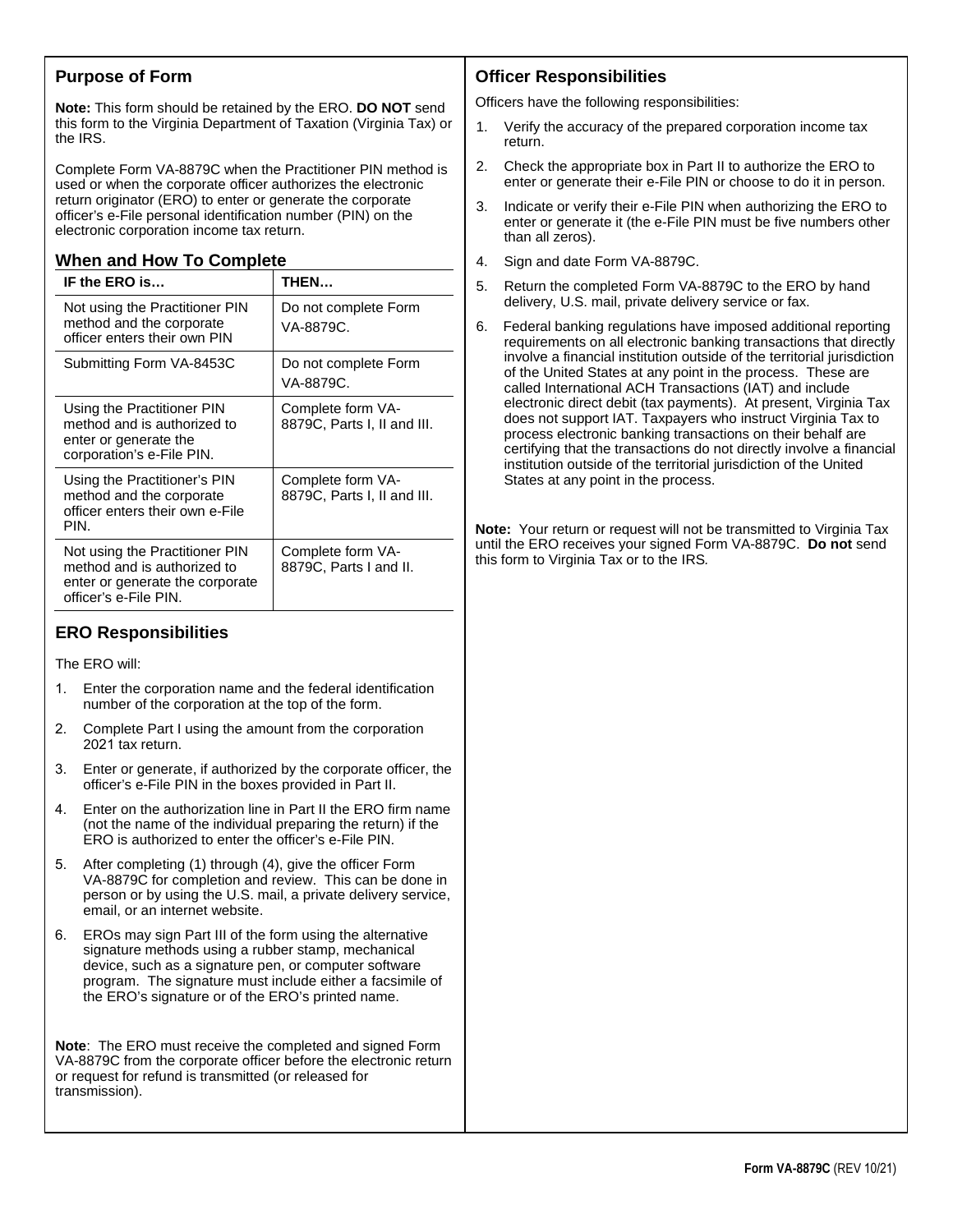## Purpose of Form

**Note:** This form should be retained by the ERO. **DO NOT** send this form to the Virginia Department of Taxation (Virginia Tax) or the IRS.

Complete Form VA-8879C when the Practitioner PIN method is used or when the corporate officer authorizes the electronic return originator (ERO) to enter or generate the corporate officer's e-File personal identification number (PIN) on the electronic corporation income tax return.

### When and How To Complete

| IF the ERO is… | THEN… |
|---|---|
| Not using the Practitioner PIN method and the corporate officer enters their own PIN | Do not complete Form VA-8879C. |
| Submitting Form VA-8453C | Do not complete Form VA-8879C. |
| Using the Practitioner PIN method and is authorized to enter or generate the corporation's e-File PIN. | Complete form VA-8879C, Parts I, II and III. |
| Using the Practitioner's PIN method and the corporate officer enters their own e-File PIN. | Complete form VA-8879C, Parts I, II and III. |
| Not using the Practitioner PIN method and is authorized to enter or generate the corporate officer's e-File PIN. | Complete form VA-8879C, Parts I and II. |

## ERO Responsibilities

The ERO will:

1. Enter the corporation name and the federal identification number of the corporation at the top of the form.
2. Complete Part I using the amount from the corporation 2021 tax return.
3. Enter or generate, if authorized by the corporate officer, the officer's e-File PIN in the boxes provided in Part II.
4. Enter on the authorization line in Part II the ERO firm name (not the name of the individual preparing the return) if the ERO is authorized to enter the officer's e-File PIN.
5. After completing (1) through (4), give the officer Form VA-8879C for completion and review. This can be done in person or by using the U.S. mail, a private delivery service, email, or an internet website.
6. EROs may sign Part III of the form using the alternative signature methods using a rubber stamp, mechanical device, such as a signature pen, or computer software program. The signature must include either a facsimile of the ERO's signature or of the ERO's printed name.

**Note**: The ERO must receive the completed and signed Form VA-8879C from the corporate officer before the electronic return or request for refund is transmitted (or released for transmission).

## Officer Responsibilities

Officers have the following responsibilities:

1. Verify the accuracy of the prepared corporation income tax return.
2. Check the appropriate box in Part II to authorize the ERO to enter or generate their e-File PIN or choose to do it in person.
3. Indicate or verify their e-File PIN when authorizing the ERO to enter or generate it (the e-File PIN must be five numbers other than all zeros).
4. Sign and date Form VA-8879C.
5. Return the completed Form VA-8879C to the ERO by hand delivery, U.S. mail, private delivery service or fax.
6. Federal banking regulations have imposed additional reporting requirements on all electronic banking transactions that directly involve a financial institution outside of the territorial jurisdiction of the United States at any point in the process. These are called International ACH Transactions (IAT) and include electronic direct debit (tax payments). At present, Virginia Tax does not support IAT. Taxpayers who instruct Virginia Tax to process electronic banking transactions on their behalf are certifying that the transactions do not directly involve a financial institution outside of the territorial jurisdiction of the United States at any point in the process.

**Note:** Your return or request will not be transmitted to Virginia Tax until the ERO receives your signed Form VA-8879C. **Do not** send this form to Virginia Tax or to the IRS.

**Form VA-8879C** (REV 10/21)